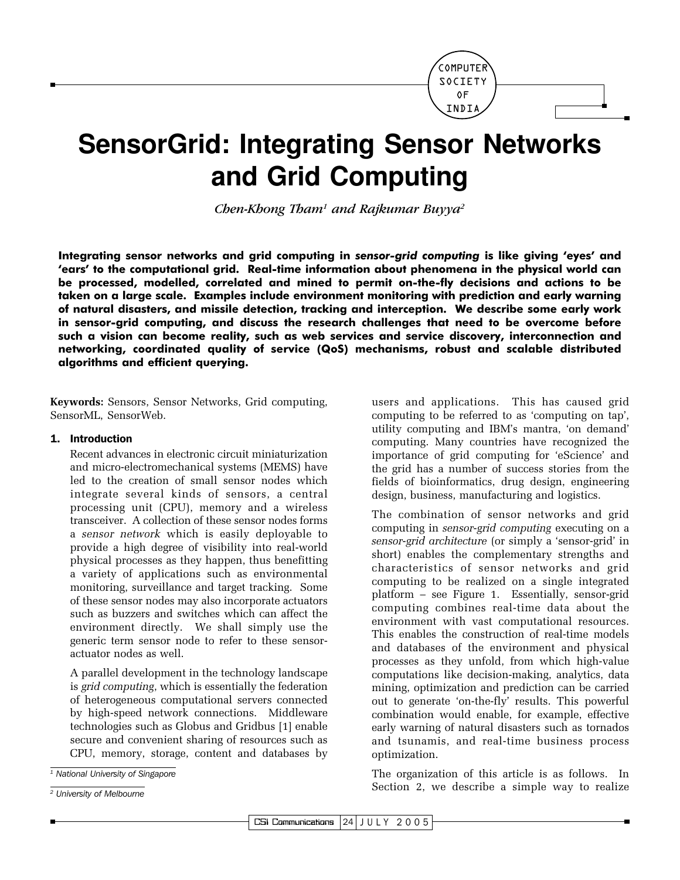# SensorGrid: Integrating Sensor Networks and Grid Computing

*Chen-Khong Tham[1] and Rajkumar Buyya[2]*

**Integrating sensor networks and grid computing in *sensor-grid computing* is like giving 'eyes' and 'ears' to the computational grid. Real-time information about phenomena in the physical world can be processed, modelled, correlated and mined to permit on-the-fly decisions and actions to be taken on a large scale. Examples include environment monitoring with prediction and early warning of natural disasters, and missile detection, tracking and interception. We describe some early work in sensor-grid computing, and discuss the research challenges that need to be overcome before such a vision can become reality, such as web services and service discovery, interconnection and networking, coordinated quality of service (QoS) mechanisms, robust and scalable distributed algorithms and efficient querying.**

**Keywords:** Sensors, Sensor Networks, Grid computing, SensorML, SensorWeb.

## 1. Introduction

Recent advances in electronic circuit miniaturization and micro-electromechanical systems (MEMS) have led to the creation of small sensor nodes which integrate several kinds of sensors, a central processing unit (CPU), memory and a wireless transceiver. A collection of these sensor nodes forms a *sensor network* which is easily deployable to provide a high degree of visibility into real-world physical processes as they happen, thus benefitting a variety of applications such as environmental monitoring, surveillance and target tracking. Some of these sensor nodes may also incorporate actuators such as buzzers and switches which can affect the environment directly. We shall simply use the generic term sensor node to refer to these sensor-actuator nodes as well.

A parallel development in the technology landscape is *grid computing*, which is essentially the federation of heterogeneous computational servers connected by high-speed network connections. Middleware technologies such as Globus and Gridbus [1] enable secure and convenient sharing of resources such as CPU, memory, storage, content and databases by users and applications. This has caused grid computing to be referred to as 'computing on tap', utility computing and IBM's mantra, 'on demand' computing. Many countries have recognized the importance of grid computing for 'eScience' and the grid has a number of success stories from the fields of bioinformatics, drug design, engineering design, business, manufacturing and logistics.

The combination of sensor networks and grid computing in *sensor-grid computing* executing on a *sensor-grid architecture* (or simply a 'sensor-grid' in short) enables the complementary strengths and characteristics of sensor networks and grid computing to be realized on a single integrated platform – see Figure 1. Essentially, sensor-grid computing combines real-time data about the environment with vast computational resources. This enables the construction of real-time models and databases of the environment and physical processes as they unfold, from which high-value computations like decision-making, analytics, data mining, optimization and prediction can be carried out to generate 'on-the-fly' results. This powerful combination would enable, for example, effective early warning of natural disasters such as tornados and tsunamis, and real-time business process optimization.

The organization of this article is as follows. In Section 2, we describe a simple way to realize

---

[1] *National University of Singapore*

[2] *University of Melbourne*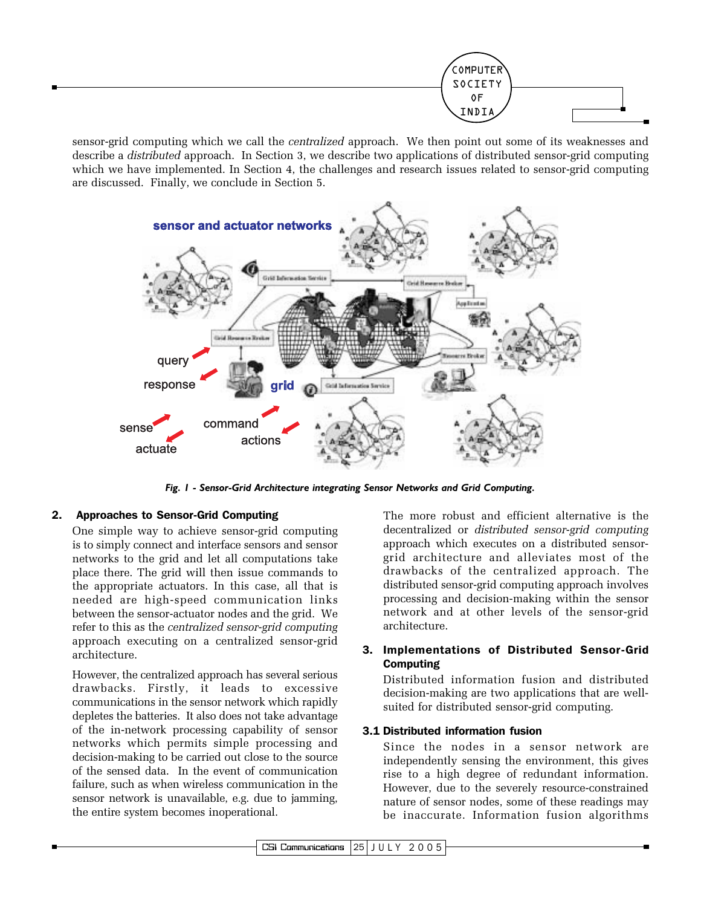sensor-grid computing which we call the *centralized* approach. We then point out some of its weaknesses and describe a *distributed* approach. In Section 3, we describe two applications of distributed sensor-grid computing which we have implemented. In Section 4, the challenges and research issues related to sensor-grid computing are discussed. Finally, we conclude in Section 5.

*Fig. 1 - Sensor-Grid Architecture integrating Sensor Networks and Grid Computing.*

## 2. Approaches to Sensor-Grid Computing

One simple way to achieve sensor-grid computing is to simply connect and interface sensors and sensor networks to the grid and let all computations take place there. The grid will then issue commands to the appropriate actuators. In this case, all that is needed are high-speed communication links between the sensor-actuator nodes and the grid. We refer to this as the *centralized sensor-grid computing* approach executing on a centralized sensor-grid architecture.

However, the centralized approach has several serious drawbacks. Firstly, it leads to excessive communications in the sensor network which rapidly depletes the batteries. It also does not take advantage of the in-network processing capability of sensor networks which permits simple processing and decision-making to be carried out close to the source of the sensed data. In the event of communication failure, such as when wireless communication in the sensor network is unavailable, e.g. due to jamming, the entire system becomes inoperational.

The more robust and efficient alternative is the decentralized or *distributed sensor-grid computing* approach which executes on a distributed sensor-grid architecture and alleviates most of the drawbacks of the centralized approach. The distributed sensor-grid computing approach involves processing and decision-making within the sensor network and at other levels of the sensor-grid architecture.

## 3. Implementations of Distributed Sensor-Grid Computing

Distributed information fusion and distributed decision-making are two applications that are well-suited for distributed sensor-grid computing.

### 3.1 Distributed information fusion

Since the nodes in a sensor network are independently sensing the environment, this gives rise to a high degree of redundant information. However, due to the severely resource-constrained nature of sensor nodes, some of these readings may be inaccurate. Information fusion algorithms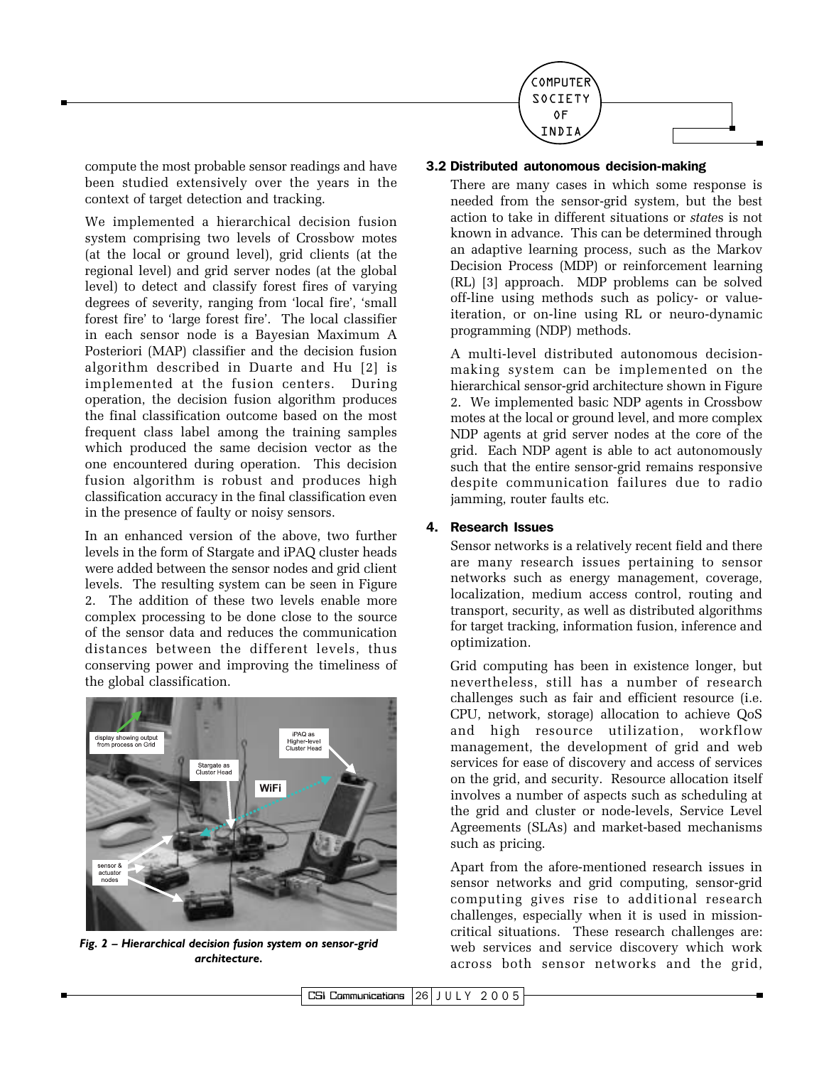compute the most probable sensor readings and have been studied extensively over the years in the context of target detection and tracking.

We implemented a hierarchical decision fusion system comprising two levels of Crossbow motes (at the local or ground level), grid clients (at the regional level) and grid server nodes (at the global level) to detect and classify forest fires of varying degrees of severity, ranging from 'local fire', 'small forest fire' to 'large forest fire'. The local classifier in each sensor node is a Bayesian Maximum A Posteriori (MAP) classifier and the decision fusion algorithm described in Duarte and Hu [2] is implemented at the fusion centers. During operation, the decision fusion algorithm produces the final classification outcome based on the most frequent class label among the training samples which produced the same decision vector as the one encountered during operation. This decision fusion algorithm is robust and produces high classification accuracy in the final classification even in the presence of faulty or noisy sensors.

In an enhanced version of the above, two further levels in the form of Stargate and iPAQ cluster heads were added between the sensor nodes and grid client levels. The resulting system can be seen in Figure 2. The addition of these two levels enable more complex processing to be done close to the source of the sensor data and reduces the communication distances between the different levels, thus conserving power and improving the timeliness of the global classification.

*Fig. 2 – Hierarchical decision fusion system on sensor-grid architecture.*

### 3.2 Distributed autonomous decision-making

There are many cases in which some response is needed from the sensor-grid system, but the best action to take in different situations or *states* is not known in advance. This can be determined through an adaptive learning process, such as the Markov Decision Process (MDP) or reinforcement learning (RL) [3] approach. MDP problems can be solved off-line using methods such as policy- or value-iteration, or on-line using RL or neuro-dynamic programming (NDP) methods.

A multi-level distributed autonomous decision-making system can be implemented on the hierarchical sensor-grid architecture shown in Figure 2. We implemented basic NDP agents in Crossbow motes at the local or ground level, and more complex NDP agents at grid server nodes at the core of the grid. Each NDP agent is able to act autonomously such that the entire sensor-grid remains responsive despite communication failures due to radio jamming, router faults etc.

## 4. Research Issues

Sensor networks is a relatively recent field and there are many research issues pertaining to sensor networks such as energy management, coverage, localization, medium access control, routing and transport, security, as well as distributed algorithms for target tracking, information fusion, inference and optimization.

Grid computing has been in existence longer, but nevertheless, still has a number of research challenges such as fair and efficient resource (i.e. CPU, network, storage) allocation to achieve QoS and high resource utilization, workflow management, the development of grid and web services for ease of discovery and access of services on the grid, and security. Resource allocation itself involves a number of aspects such as scheduling at the grid and cluster or node-levels, Service Level Agreements (SLAs) and market-based mechanisms such as pricing.

Apart from the afore-mentioned research issues in sensor networks and grid computing, sensor-grid computing gives rise to additional research challenges, especially when it is used in mission-critical situations. These research challenges are: web services and service discovery which work across both sensor networks and the grid,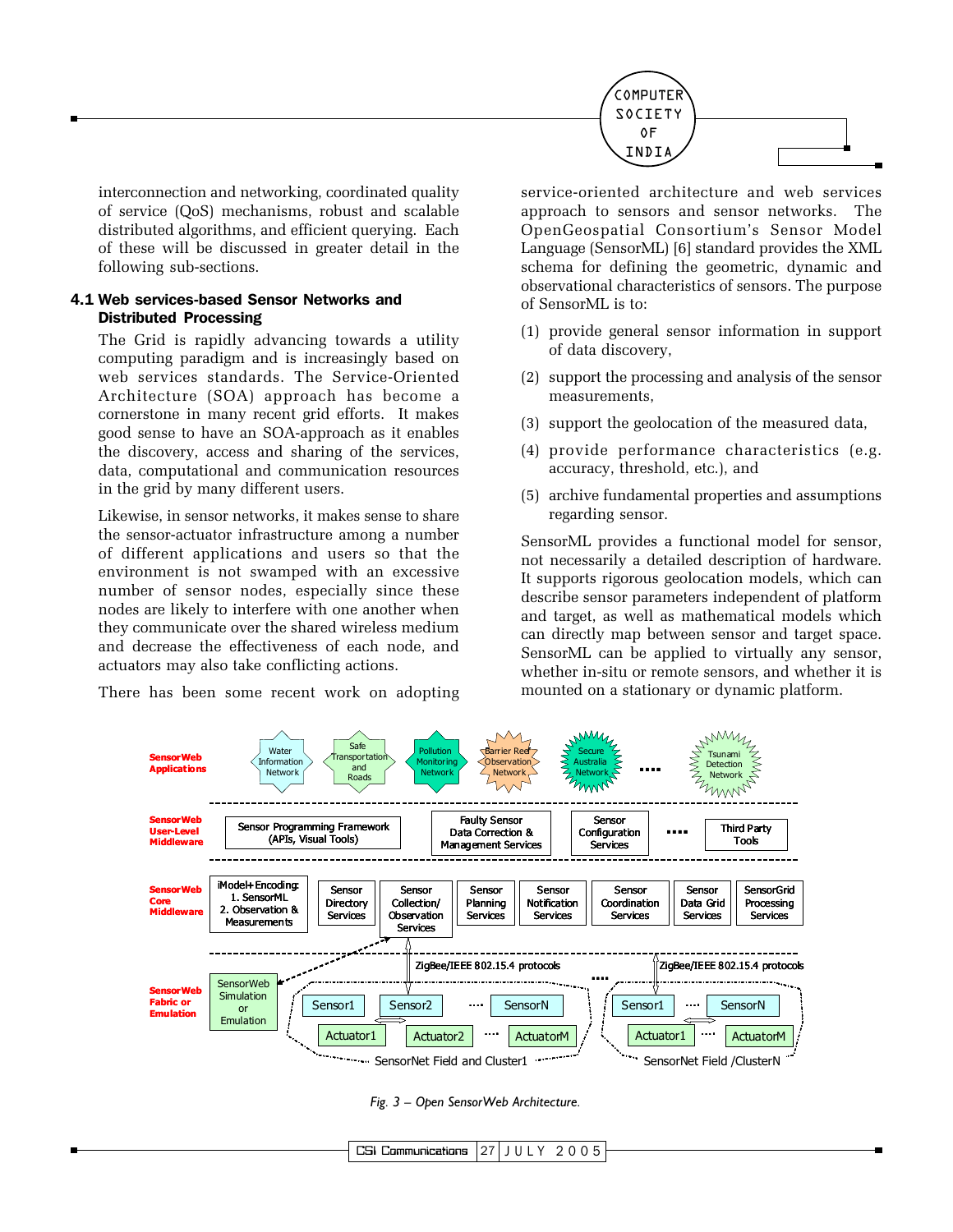interconnection and networking, coordinated quality of service (QoS) mechanisms, robust and scalable distributed algorithms, and efficient querying. Each of these will be discussed in greater detail in the following sub-sections.

### 4.1 Web services-based Sensor Networks and Distributed Processing

The Grid is rapidly advancing towards a utility computing paradigm and is increasingly based on web services standards. The Service-Oriented Architecture (SOA) approach has become a cornerstone in many recent grid efforts. It makes good sense to have an SOA-approach as it enables the discovery, access and sharing of the services, data, computational and communication resources in the grid by many different users.

Likewise, in sensor networks, it makes sense to share the sensor-actuator infrastructure among a number of different applications and users so that the environment is not swamped with an excessive number of sensor nodes, especially since these nodes are likely to interfere with one another when they communicate over the shared wireless medium and decrease the effectiveness of each node, and actuators may also take conflicting actions.

There has been some recent work on adopting service-oriented architecture and web services approach to sensors and sensor networks. The OpenGeospatial Consortium's Sensor Model Language (SensorML) [6] standard provides the XML schema for defining the geometric, dynamic and observational characteristics of sensors. The purpose of SensorML is to:

(1) provide general sensor information in support of data discovery,

(2) support the processing and analysis of the sensor measurements,

(3) support the geolocation of the measured data,

(4) provide performance characteristics (e.g. accuracy, threshold, etc.), and

(5) archive fundamental properties and assumptions regarding sensor.

SensorML provides a functional model for sensor, not necessarily a detailed description of hardware. It supports rigorous geolocation models, which can describe sensor parameters independent of platform and target, as well as mathematical models which can directly map between sensor and target space. SensorML can be applied to virtually any sensor, whether in-situ or remote sensors, and whether it is mounted on a stationary or dynamic platform.

*Fig. 3 – Open SensorWeb Architecture.*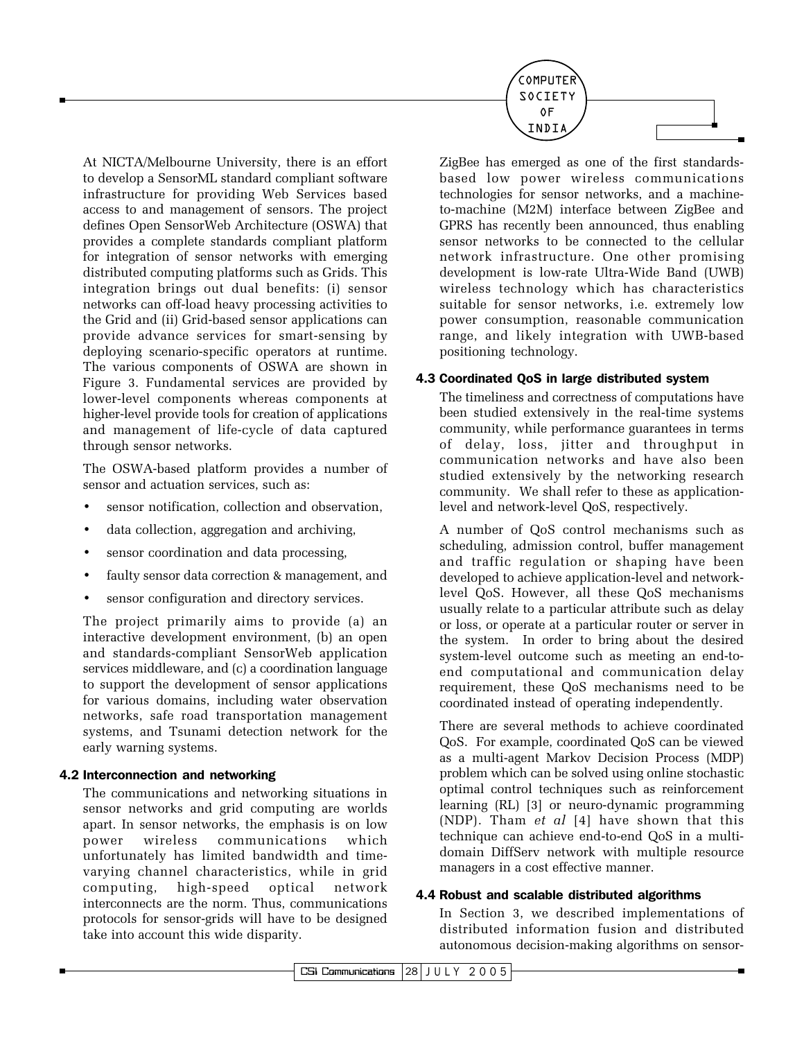At NICTA/Melbourne University, there is an effort to develop a SensorML standard compliant software infrastructure for providing Web Services based access to and management of sensors. The project defines Open SensorWeb Architecture (OSWA) that provides a complete standards compliant platform for integration of sensor networks with emerging distributed computing platforms such as Grids. This integration brings out dual benefits: (i) sensor networks can off-load heavy processing activities to the Grid and (ii) Grid-based sensor applications can provide advance services for smart-sensing by deploying scenario-specific operators at runtime. The various components of OSWA are shown in Figure 3. Fundamental services are provided by lower-level components whereas components at higher-level provide tools for creation of applications and management of life-cycle of data captured through sensor networks.

The OSWA-based platform provides a number of sensor and actuation services, such as:

- sensor notification, collection and observation,
- data collection, aggregation and archiving,
- sensor coordination and data processing,
- faulty sensor data correction & management, and
- sensor configuration and directory services.

The project primarily aims to provide (a) an interactive development environment, (b) an open and standards-compliant SensorWeb application services middleware, and (c) a coordination language to support the development of sensor applications for various domains, including water observation networks, safe road transportation management systems, and Tsunami detection network for the early warning systems.

### 4.2 Interconnection and networking

The communications and networking situations in sensor networks and grid computing are worlds apart. In sensor networks, the emphasis is on low power wireless communications which unfortunately has limited bandwidth and time-varying channel characteristics, while in grid computing, high-speed optical network interconnects are the norm. Thus, communications protocols for sensor-grids will have to be designed take into account this wide disparity.

ZigBee has emerged as one of the first standards-based low power wireless communications technologies for sensor networks, and a machine-to-machine (M2M) interface between ZigBee and GPRS has recently been announced, thus enabling sensor networks to be connected to the cellular network infrastructure. One other promising development is low-rate Ultra-Wide Band (UWB) wireless technology which has characteristics suitable for sensor networks, i.e. extremely low power consumption, reasonable communication range, and likely integration with UWB-based positioning technology.

### 4.3 Coordinated QoS in large distributed system

The timeliness and correctness of computations have been studied extensively in the real-time systems community, while performance guarantees in terms of delay, loss, jitter and throughput in communication networks and have also been studied extensively by the networking research community. We shall refer to these as application-level and network-level QoS, respectively.

A number of QoS control mechanisms such as scheduling, admission control, buffer management and traffic regulation or shaping have been developed to achieve application-level and network-level QoS. However, all these QoS mechanisms usually relate to a particular attribute such as delay or loss, or operate at a particular router or server in the system. In order to bring about the desired system-level outcome such as meeting an end-to-end computational and communication delay requirement, these QoS mechanisms need to be coordinated instead of operating independently.

There are several methods to achieve coordinated QoS. For example, coordinated QoS can be viewed as a multi-agent Markov Decision Process (MDP) problem which can be solved using online stochastic optimal control techniques such as reinforcement learning (RL) [3] or neuro-dynamic programming (NDP). Tham *et al* [4] have shown that this technique can achieve end-to-end QoS in a multi-domain DiffServ network with multiple resource managers in a cost effective manner.

### 4.4 Robust and scalable distributed algorithms

In Section 3, we described implementations of distributed information fusion and distributed autonomous decision-making algorithms on sensor-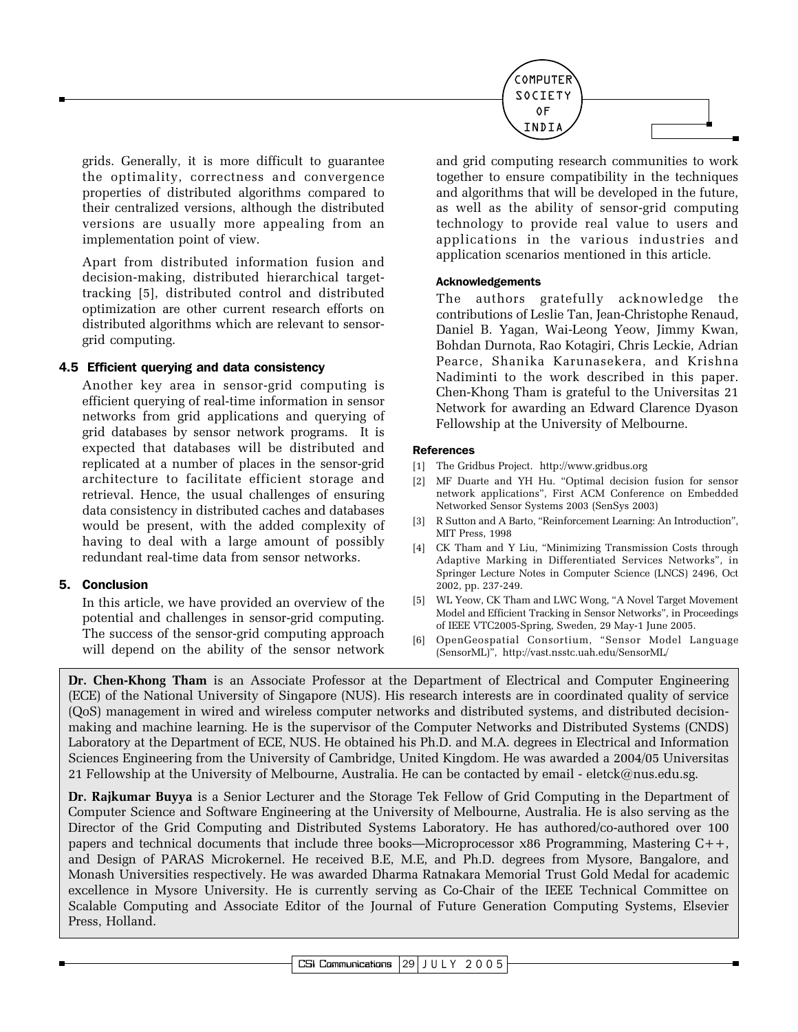grids. Generally, it is more difficult to guarantee the optimality, correctness and convergence properties of distributed algorithms compared to their centralized versions, although the distributed versions are usually more appealing from an implementation point of view.

Apart from distributed information fusion and decision-making, distributed hierarchical target-tracking [5], distributed control and distributed optimization are other current research efforts on distributed algorithms which are relevant to sensor-grid computing.

### 4.5 Efficient querying and data consistency

Another key area in sensor-grid computing is efficient querying of real-time information in sensor networks from grid applications and querying of grid databases by sensor network programs. It is expected that databases will be distributed and replicated at a number of places in the sensor-grid architecture to facilitate efficient storage and retrieval. Hence, the usual challenges of ensuring data consistency in distributed caches and databases would be present, with the added complexity of having to deal with a large amount of possibly redundant real-time data from sensor networks.

## 5. Conclusion

In this article, we have provided an overview of the potential and challenges in sensor-grid computing. The success of the sensor-grid computing approach will depend on the ability of the sensor network and grid computing research communities to work together to ensure compatibility in the techniques and algorithms that will be developed in the future, as well as the ability of sensor-grid computing technology to provide real value to users and applications in the various industries and application scenarios mentioned in this article.

### Acknowledgements

The authors gratefully acknowledge the contributions of Leslie Tan, Jean-Christophe Renaud, Daniel B. Yagan, Wai-Leong Yeow, Jimmy Kwan, Bohdan Durnota, Rao Kotagiri, Chris Leckie, Adrian Pearce, Shanika Karunasekera, and Krishna Nadiminti to the work described in this paper. Chen-Khong Tham is grateful to the Universitas 21 Network for awarding an Edward Clarence Dyason Fellowship at the University of Melbourne.

### References

[1] The Gridbus Project. http://www.gridbus.org

[2] MF Duarte and YH Hu. "Optimal decision fusion for sensor network applications", First ACM Conference on Embedded Networked Sensor Systems 2003 (SenSys 2003)

[3] R Sutton and A Barto, "Reinforcement Learning: An Introduction", MIT Press, 1998

[4] CK Tham and Y Liu, "Minimizing Transmission Costs through Adaptive Marking in Differentiated Services Networks", in Springer Lecture Notes in Computer Science (LNCS) 2496, Oct 2002, pp. 237-249.

[5] WL Yeow, CK Tham and LWC Wong, "A Novel Target Movement Model and Efficient Tracking in Sensor Networks", in Proceedings of IEEE VTC2005-Spring, Sweden, 29 May-1 June 2005.

[6] OpenGeospatial Consortium, "Sensor Model Language (SensorML)", http://vast.nsstc.uah.edu/SensorML/

**Dr. Chen-Khong Tham** is an Associate Professor at the Department of Electrical and Computer Engineering (ECE) of the National University of Singapore (NUS). His research interests are in coordinated quality of service (QoS) management in wired and wireless computer networks and distributed systems, and distributed decision-making and machine learning. He is the supervisor of the Computer Networks and Distributed Systems (CNDS) Laboratory at the Department of ECE, NUS. He obtained his Ph.D. and M.A. degrees in Electrical and Information Sciences Engineering from the University of Cambridge, United Kingdom. He was awarded a 2004/05 Universitas 21 Fellowship at the University of Melbourne, Australia. He can be contacted by email - eletck@nus.edu.sg.

**Dr. Rajkumar Buyya** is a Senior Lecturer and the Storage Tek Fellow of Grid Computing in the Department of Computer Science and Software Engineering at the University of Melbourne, Australia. He is also serving as the Director of the Grid Computing and Distributed Systems Laboratory. He has authored/co-authored over 100 papers and technical documents that include three books—Microprocessor x86 Programming, Mastering C++, and Design of PARAS Microkernel. He received B.E, M.E, and Ph.D. degrees from Mysore, Bangalore, and Monash Universities respectively. He was awarded Dharma Ratnakara Memorial Trust Gold Medal for academic excellence in Mysore University. He is currently serving as Co-Chair of the IEEE Technical Committee on Scalable Computing and Associate Editor of the Journal of Future Generation Computing Systems, Elsevier Press, Holland.